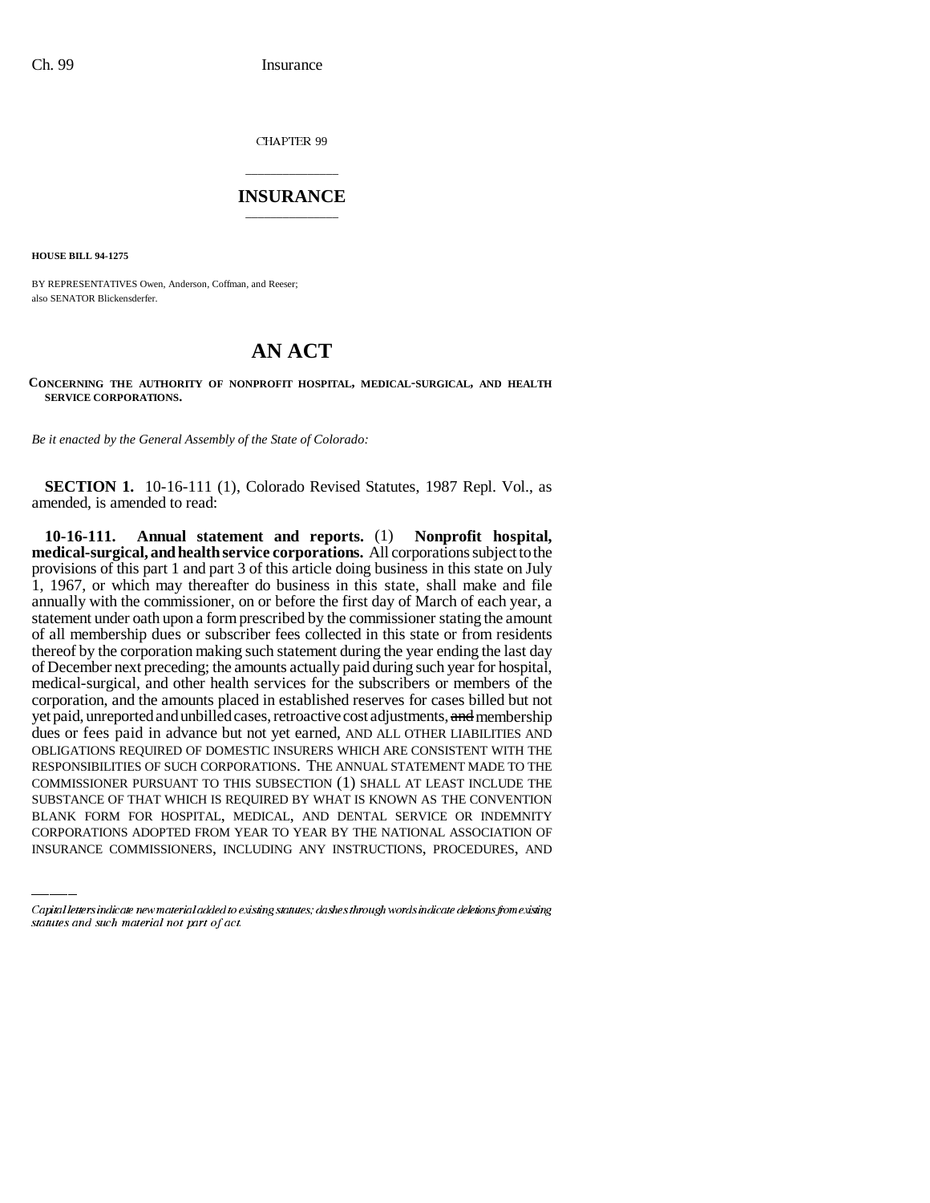CHAPTER 99

# INSURANCE

**HOUSE BILL 94-1275**

BY REPRESENTATIVES Owen, Anderson, Coffman, and Reeser;
also SENATOR Blickensderfer.

# AN ACT

**CONCERNING THE AUTHORITY OF NONPROFIT HOSPITAL, MEDICAL-SURGICAL, AND HEALTH SERVICE CORPORATIONS.**

*Be it enacted by the General Assembly of the State of Colorado:*

**SECTION 1.** 10-16-111 (1), Colorado Revised Statutes, 1987 Repl. Vol., as amended, is amended to read:

**10-16-111. Annual statement and reports.** (1) **Nonprofit hospital, medical-surgical, and health service corporations.** All corporations subject to the provisions of this part 1 and part 3 of this article doing business in this state on July 1, 1967, or which may thereafter do business in this state, shall make and file annually with the commissioner, on or before the first day of March of each year, a statement under oath upon a form prescribed by the commissioner stating the amount of all membership dues or subscriber fees collected in this state or from residents thereof by the corporation making such statement during the year ending the last day of December next preceding; the amounts actually paid during such year for hospital, medical-surgical, and other health services for the subscribers or members of the corporation, and the amounts placed in established reserves for cases billed but not yet paid, unreported and unbilled cases, retroactive cost adjustments, ~~and~~ membership dues or fees paid in advance but not yet earned, AND ALL OTHER LIABILITIES AND OBLIGATIONS REQUIRED OF DOMESTIC INSURERS WHICH ARE CONSISTENT WITH THE RESPONSIBILITIES OF SUCH CORPORATIONS. THE ANNUAL STATEMENT MADE TO THE COMMISSIONER PURSUANT TO THIS SUBSECTION (1) SHALL AT LEAST INCLUDE THE SUBSTANCE OF THAT WHICH IS REQUIRED BY WHAT IS KNOWN AS THE CONVENTION BLANK FORM FOR HOSPITAL, MEDICAL, AND DENTAL SERVICE OR INDEMNITY CORPORATIONS ADOPTED FROM YEAR TO YEAR BY THE NATIONAL ASSOCIATION OF INSURANCE COMMISSIONERS, INCLUDING ANY INSTRUCTIONS, PROCEDURES, AND

Capital letters indicate new material added to existing statutes; dashes through words indicate deletions from existing statutes and such material not part of act.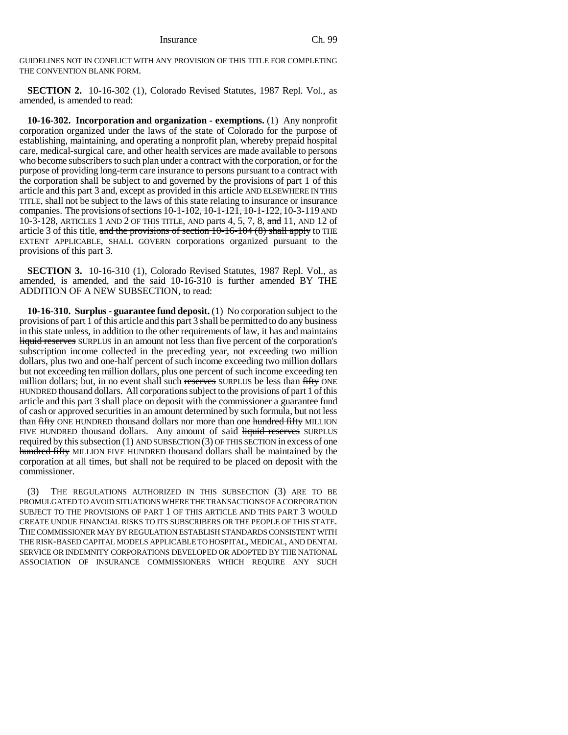GUIDELINES NOT IN CONFLICT WITH ANY PROVISION OF THIS TITLE FOR COMPLETING THE CONVENTION BLANK FORM.

**SECTION 2.** 10-16-302 (1), Colorado Revised Statutes, 1987 Repl. Vol., as amended, is amended to read:

**10-16-302. Incorporation and organization - exemptions.** (1) Any nonprofit corporation organized under the laws of the state of Colorado for the purpose of establishing, maintaining, and operating a nonprofit plan, whereby prepaid hospital care, medical-surgical care, and other health services are made available to persons who become subscribers to such plan under a contract with the corporation, or for the purpose of providing long-term care insurance to persons pursuant to a contract with the corporation shall be subject to and governed by the provisions of part 1 of this article and this part 3 and, except as provided in this article AND ELSEWHERE IN THIS TITLE, shall not be subject to the laws of this state relating to insurance or insurance companies. The provisions of sections ~~10-1-102, 10-1-121, 10-1-122,~~ 10-3-119 AND 10-3-128, ARTICLES 1 AND 2 OF THIS TITLE, AND parts 4, 5, 7, 8, ~~and~~ 11, AND 12 of article 3 of this title, ~~and the provisions of section 10-16-104 (8) shall apply~~ to THE EXTENT APPLICABLE, SHALL GOVERN corporations organized pursuant to the provisions of this part 3.

**SECTION 3.** 10-16-310 (1), Colorado Revised Statutes, 1987 Repl. Vol., as amended, is amended, and the said 10-16-310 is further amended BY THE ADDITION OF A NEW SUBSECTION, to read:

**10-16-310. Surplus - guarantee fund deposit.** (1) No corporation subject to the provisions of part 1 of this article and this part 3 shall be permitted to do any business in this state unless, in addition to the other requirements of law, it has and maintains ~~liquid reserves~~ SURPLUS in an amount not less than five percent of the corporation's subscription income collected in the preceding year, not exceeding two million dollars, plus two and one-half percent of such income exceeding two million dollars but not exceeding ten million dollars, plus one percent of such income exceeding ten million dollars; but, in no event shall such ~~reserves~~ SURPLUS be less than ~~fifty~~ ONE HUNDRED thousand dollars. All corporations subject to the provisions of part 1 of this article and this part 3 shall place on deposit with the commissioner a guarantee fund of cash or approved securities in an amount determined by such formula, but not less than ~~fifty~~ ONE HUNDRED thousand dollars nor more than one ~~hundred fifty~~ MILLION FIVE HUNDRED thousand dollars. Any amount of said ~~liquid reserves~~ SURPLUS required by this subsection (1) AND SUBSECTION (3) OF THIS SECTION in excess of one ~~hundred fifty~~ MILLION FIVE HUNDRED thousand dollars shall be maintained by the corporation at all times, but shall not be required to be placed on deposit with the commissioner.

(3) THE REGULATIONS AUTHORIZED IN THIS SUBSECTION (3) ARE TO BE PROMULGATED TO AVOID SITUATIONS WHERE THE TRANSACTIONS OF A CORPORATION SUBJECT TO THE PROVISIONS OF PART 1 OF THIS ARTICLE AND THIS PART 3 WOULD CREATE UNDUE FINANCIAL RISKS TO ITS SUBSCRIBERS OR THE PEOPLE OF THIS STATE. THE COMMISSIONER MAY BY REGULATION ESTABLISH STANDARDS CONSISTENT WITH THE RISK-BASED CAPITAL MODELS APPLICABLE TO HOSPITAL, MEDICAL, AND DENTAL SERVICE OR INDEMNITY CORPORATIONS DEVELOPED OR ADOPTED BY THE NATIONAL ASSOCIATION OF INSURANCE COMMISSIONERS WHICH REQUIRE ANY SUCH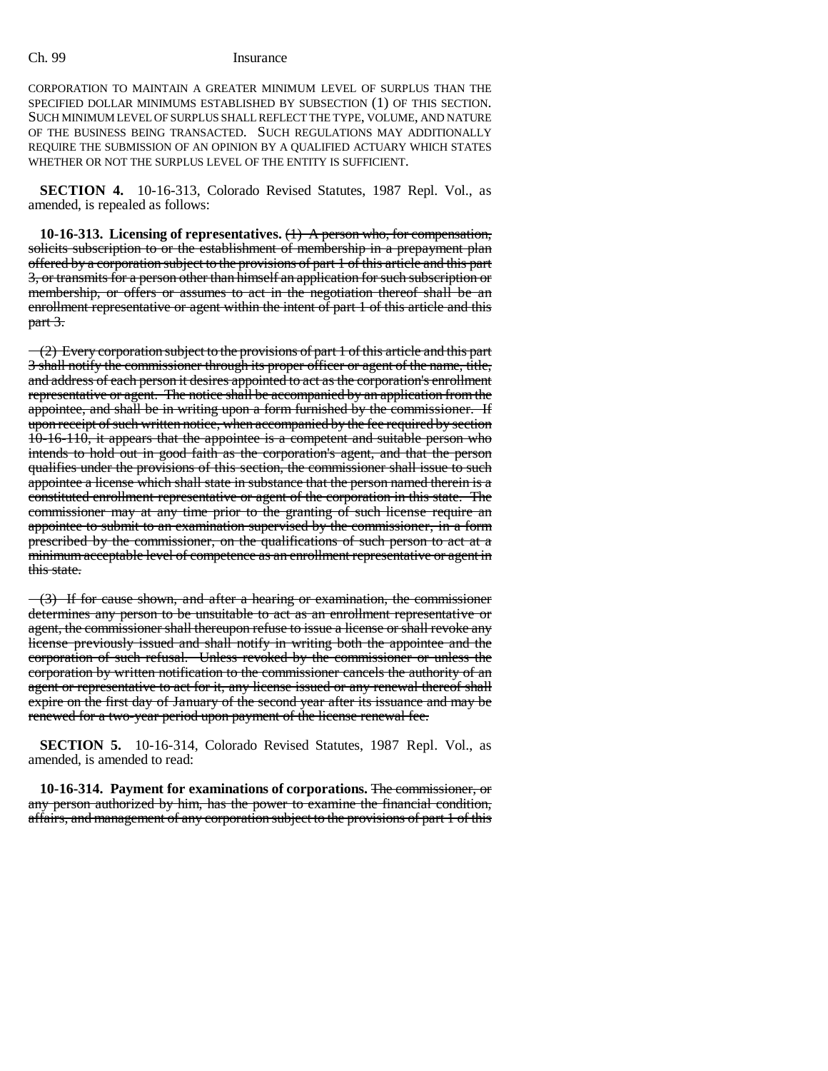CORPORATION TO MAINTAIN A GREATER MINIMUM LEVEL OF SURPLUS THAN THE SPECIFIED DOLLAR MINIMUMS ESTABLISHED BY SUBSECTION (1) OF THIS SECTION. SUCH MINIMUM LEVEL OF SURPLUS SHALL REFLECT THE TYPE, VOLUME, AND NATURE OF THE BUSINESS BEING TRANSACTED. SUCH REGULATIONS MAY ADDITIONALLY REQUIRE THE SUBMISSION OF AN OPINION BY A QUALIFIED ACTUARY WHICH STATES WHETHER OR NOT THE SURPLUS LEVEL OF THE ENTITY IS SUFFICIENT.

**SECTION 4.** 10-16-313, Colorado Revised Statutes, 1987 Repl. Vol., as amended, is repealed as follows:

**10-16-313. Licensing of representatives.** ~~(1) A person who, for compensation, solicits subscription to or the establishment of membership in a prepayment plan offered by a corporation subject to the provisions of part 1 of this article and this part 3, or transmits for a person other than himself an application for such subscription or membership, or offers or assumes to act in the negotiation thereof shall be an enrollment representative or agent within the intent of part 1 of this article and this part 3.~~

~~(2) Every corporation subject to the provisions of part 1 of this article and this part 3 shall notify the commissioner through its proper officer or agent of the name, title, and address of each person it desires appointed to act as the corporation's enrollment representative or agent. The notice shall be accompanied by an application from the appointee, and shall be in writing upon a form furnished by the commissioner. If upon receipt of such written notice, when accompanied by the fee required by section 10-16-110, it appears that the appointee is a competent and suitable person who intends to hold out in good faith as the corporation's agent, and that the person qualifies under the provisions of this section, the commissioner shall issue to such appointee a license which shall state in substance that the person named therein is a constituted enrollment representative or agent of the corporation in this state. The commissioner may at any time prior to the granting of such license require an appointee to submit to an examination supervised by the commissioner, in a form prescribed by the commissioner, on the qualifications of such person to act at a minimum acceptable level of competence as an enrollment representative or agent in this state.~~

~~(3) If for cause shown, and after a hearing or examination, the commissioner determines any person to be unsuitable to act as an enrollment representative or agent, the commissioner shall thereupon refuse to issue a license or shall revoke any license previously issued and shall notify in writing both the appointee and the corporation of such refusal. Unless revoked by the commissioner or unless the corporation by written notification to the commissioner cancels the authority of an agent or representative to act for it, any license issued or any renewal thereof shall expire on the first day of January of the second year after its issuance and may be renewed for a two-year period upon payment of the license renewal fee.~~

**SECTION 5.** 10-16-314, Colorado Revised Statutes, 1987 Repl. Vol., as amended, is amended to read:

**10-16-314. Payment for examinations of corporations.** ~~The commissioner, or any person authorized by him, has the power to examine the financial condition, affairs, and management of any corporation subject to the provisions of part 1 of this~~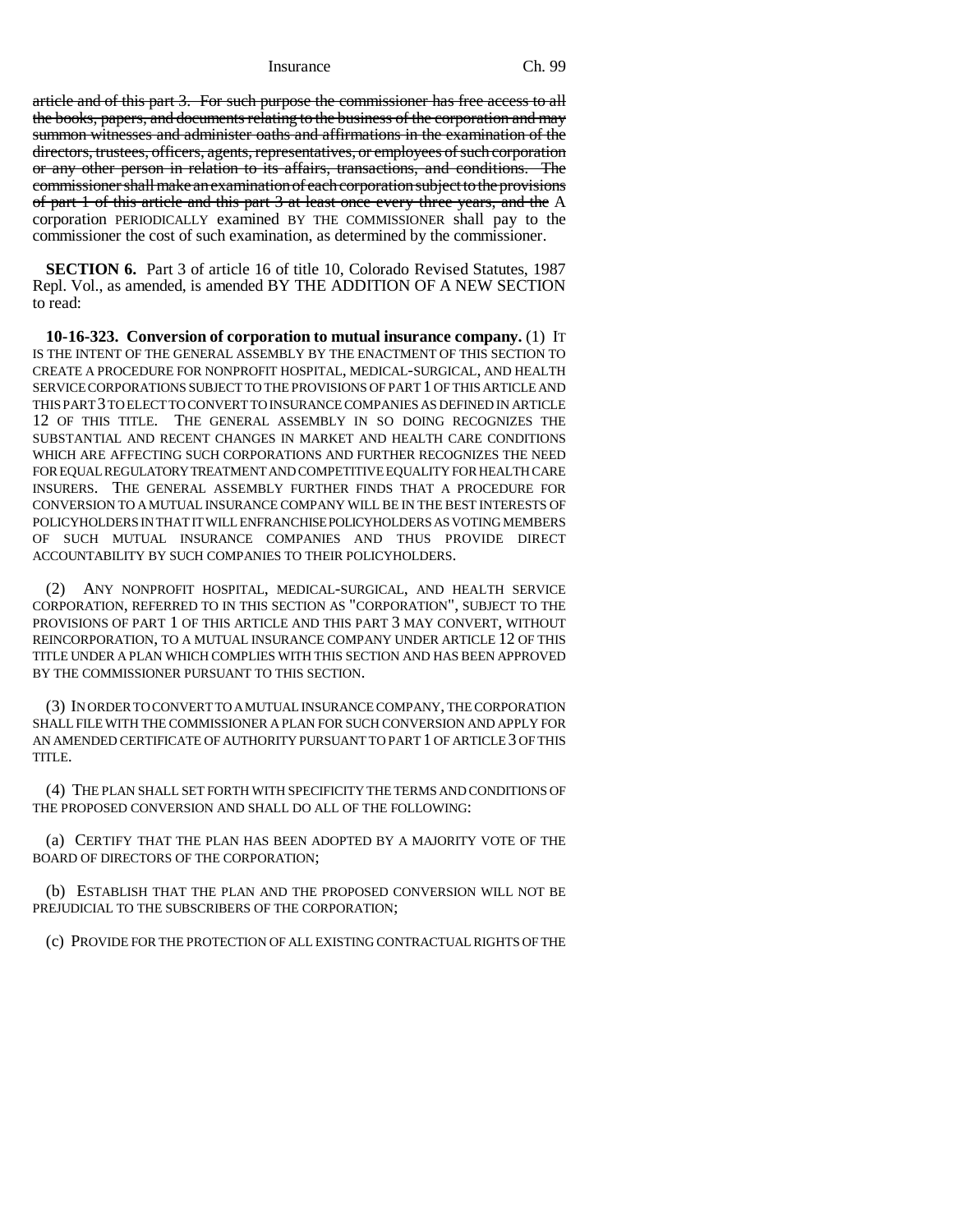~~article and of this part 3. For such purpose the commissioner has free access to all the books, papers, and documents relating to the business of the corporation and may summon witnesses and administer oaths and affirmations in the examination of the directors, trustees, officers, agents, representatives, or employees of such corporation or any other person in relation to its affairs, transactions, and conditions. The commissioner shall make an examination of each corporation subject to the provisions of part 1 of this article and this part 3 at least once every three years, and the~~ A corporation PERIODICALLY examined BY THE COMMISSIONER shall pay to the commissioner the cost of such examination, as determined by the commissioner.

**SECTION 6.** Part 3 of article 16 of title 10, Colorado Revised Statutes, 1987 Repl. Vol., as amended, is amended BY THE ADDITION OF A NEW SECTION to read:

**10-16-323. Conversion of corporation to mutual insurance company.** (1) IT IS THE INTENT OF THE GENERAL ASSEMBLY BY THE ENACTMENT OF THIS SECTION TO CREATE A PROCEDURE FOR NONPROFIT HOSPITAL, MEDICAL-SURGICAL, AND HEALTH SERVICE CORPORATIONS SUBJECT TO THE PROVISIONS OF PART 1 OF THIS ARTICLE AND THIS PART 3 TO ELECT TO CONVERT TO INSURANCE COMPANIES AS DEFINED IN ARTICLE 12 OF THIS TITLE. THE GENERAL ASSEMBLY IN SO DOING RECOGNIZES THE SUBSTANTIAL AND RECENT CHANGES IN MARKET AND HEALTH CARE CONDITIONS WHICH ARE AFFECTING SUCH CORPORATIONS AND FURTHER RECOGNIZES THE NEED FOR EQUAL REGULATORY TREATMENT AND COMPETITIVE EQUALITY FOR HEALTH CARE INSURERS. THE GENERAL ASSEMBLY FURTHER FINDS THAT A PROCEDURE FOR CONVERSION TO A MUTUAL INSURANCE COMPANY WILL BE IN THE BEST INTERESTS OF POLICYHOLDERS IN THAT IT WILL ENFRANCHISE POLICYHOLDERS AS VOTING MEMBERS OF SUCH MUTUAL INSURANCE COMPANIES AND THUS PROVIDE DIRECT ACCOUNTABILITY BY SUCH COMPANIES TO THEIR POLICYHOLDERS.

(2) ANY NONPROFIT HOSPITAL, MEDICAL-SURGICAL, AND HEALTH SERVICE CORPORATION, REFERRED TO IN THIS SECTION AS "CORPORATION", SUBJECT TO THE PROVISIONS OF PART 1 OF THIS ARTICLE AND THIS PART 3 MAY CONVERT, WITHOUT REINCORPORATION, TO A MUTUAL INSURANCE COMPANY UNDER ARTICLE 12 OF THIS TITLE UNDER A PLAN WHICH COMPLIES WITH THIS SECTION AND HAS BEEN APPROVED BY THE COMMISSIONER PURSUANT TO THIS SECTION.

(3) IN ORDER TO CONVERT TO A MUTUAL INSURANCE COMPANY, THE CORPORATION SHALL FILE WITH THE COMMISSIONER A PLAN FOR SUCH CONVERSION AND APPLY FOR AN AMENDED CERTIFICATE OF AUTHORITY PURSUANT TO PART 1 OF ARTICLE 3 OF THIS TITLE.

(4) THE PLAN SHALL SET FORTH WITH SPECIFICITY THE TERMS AND CONDITIONS OF THE PROPOSED CONVERSION AND SHALL DO ALL OF THE FOLLOWING:

(a) CERTIFY THAT THE PLAN HAS BEEN ADOPTED BY A MAJORITY VOTE OF THE BOARD OF DIRECTORS OF THE CORPORATION;

(b) ESTABLISH THAT THE PLAN AND THE PROPOSED CONVERSION WILL NOT BE PREJUDICIAL TO THE SUBSCRIBERS OF THE CORPORATION;

(c) PROVIDE FOR THE PROTECTION OF ALL EXISTING CONTRACTUAL RIGHTS OF THE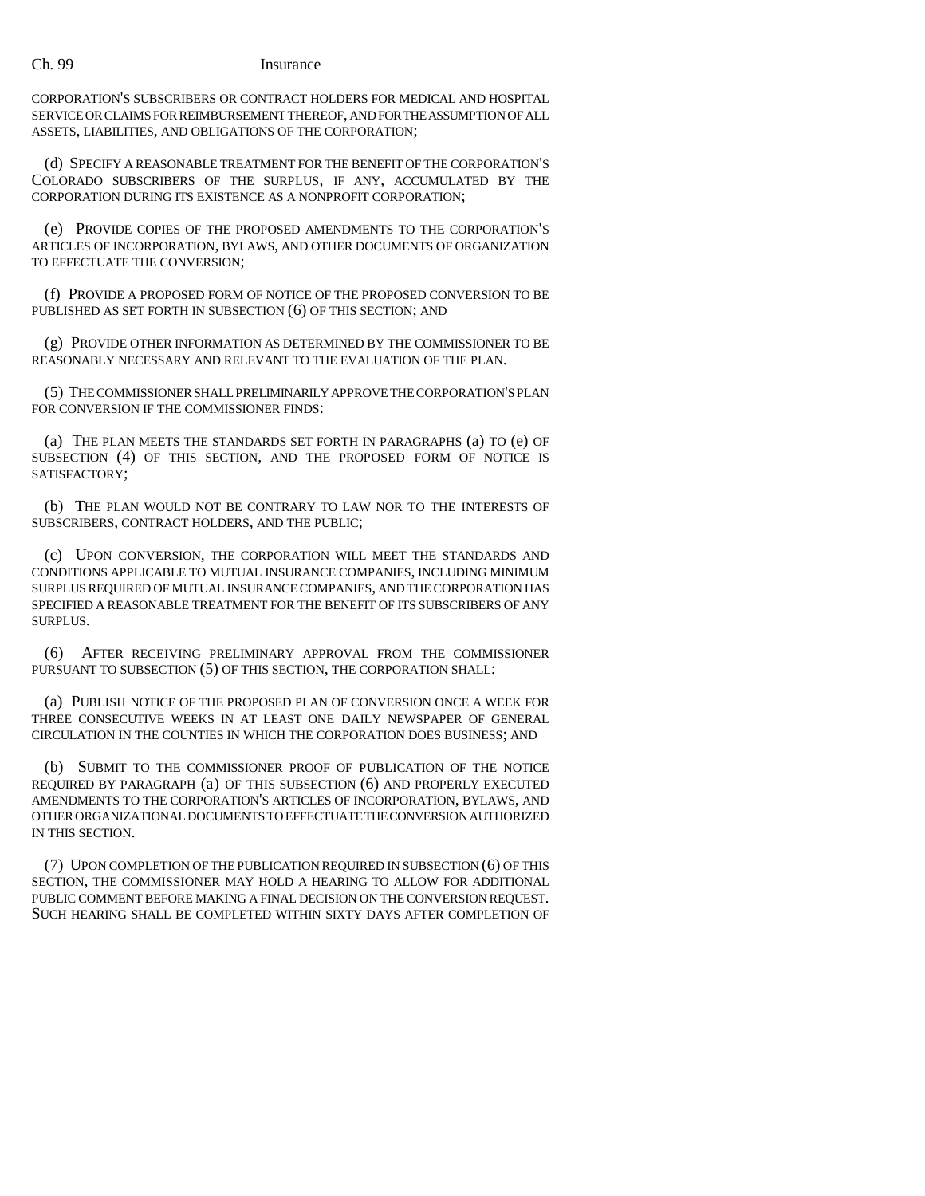CORPORATION'S SUBSCRIBERS OR CONTRACT HOLDERS FOR MEDICAL AND HOSPITAL SERVICE OR CLAIMS FOR REIMBURSEMENT THEREOF, AND FOR THE ASSUMPTION OF ALL ASSETS, LIABILITIES, AND OBLIGATIONS OF THE CORPORATION;

(d) SPECIFY A REASONABLE TREATMENT FOR THE BENEFIT OF THE CORPORATION'S COLORADO SUBSCRIBERS OF THE SURPLUS, IF ANY, ACCUMULATED BY THE CORPORATION DURING ITS EXISTENCE AS A NONPROFIT CORPORATION;

(e) PROVIDE COPIES OF THE PROPOSED AMENDMENTS TO THE CORPORATION'S ARTICLES OF INCORPORATION, BYLAWS, AND OTHER DOCUMENTS OF ORGANIZATION TO EFFECTUATE THE CONVERSION;

(f) PROVIDE A PROPOSED FORM OF NOTICE OF THE PROPOSED CONVERSION TO BE PUBLISHED AS SET FORTH IN SUBSECTION (6) OF THIS SECTION; AND

(g) PROVIDE OTHER INFORMATION AS DETERMINED BY THE COMMISSIONER TO BE REASONABLY NECESSARY AND RELEVANT TO THE EVALUATION OF THE PLAN.

(5) THE COMMISSIONER SHALL PRELIMINARILY APPROVE THE CORPORATION'S PLAN FOR CONVERSION IF THE COMMISSIONER FINDS:

(a) THE PLAN MEETS THE STANDARDS SET FORTH IN PARAGRAPHS (a) TO (e) OF SUBSECTION (4) OF THIS SECTION, AND THE PROPOSED FORM OF NOTICE IS SATISFACTORY;

(b) THE PLAN WOULD NOT BE CONTRARY TO LAW NOR TO THE INTERESTS OF SUBSCRIBERS, CONTRACT HOLDERS, AND THE PUBLIC;

(c) UPON CONVERSION, THE CORPORATION WILL MEET THE STANDARDS AND CONDITIONS APPLICABLE TO MUTUAL INSURANCE COMPANIES, INCLUDING MINIMUM SURPLUS REQUIRED OF MUTUAL INSURANCE COMPANIES, AND THE CORPORATION HAS SPECIFIED A REASONABLE TREATMENT FOR THE BENEFIT OF ITS SUBSCRIBERS OF ANY SURPLUS.

(6) AFTER RECEIVING PRELIMINARY APPROVAL FROM THE COMMISSIONER PURSUANT TO SUBSECTION (5) OF THIS SECTION, THE CORPORATION SHALL:

(a) PUBLISH NOTICE OF THE PROPOSED PLAN OF CONVERSION ONCE A WEEK FOR THREE CONSECUTIVE WEEKS IN AT LEAST ONE DAILY NEWSPAPER OF GENERAL CIRCULATION IN THE COUNTIES IN WHICH THE CORPORATION DOES BUSINESS; AND

(b) SUBMIT TO THE COMMISSIONER PROOF OF PUBLICATION OF THE NOTICE REQUIRED BY PARAGRAPH (a) OF THIS SUBSECTION (6) AND PROPERLY EXECUTED AMENDMENTS TO THE CORPORATION'S ARTICLES OF INCORPORATION, BYLAWS, AND OTHER ORGANIZATIONAL DOCUMENTS TO EFFECTUATE THE CONVERSION AUTHORIZED IN THIS SECTION.

(7) UPON COMPLETION OF THE PUBLICATION REQUIRED IN SUBSECTION (6) OF THIS SECTION, THE COMMISSIONER MAY HOLD A HEARING TO ALLOW FOR ADDITIONAL PUBLIC COMMENT BEFORE MAKING A FINAL DECISION ON THE CONVERSION REQUEST. SUCH HEARING SHALL BE COMPLETED WITHIN SIXTY DAYS AFTER COMPLETION OF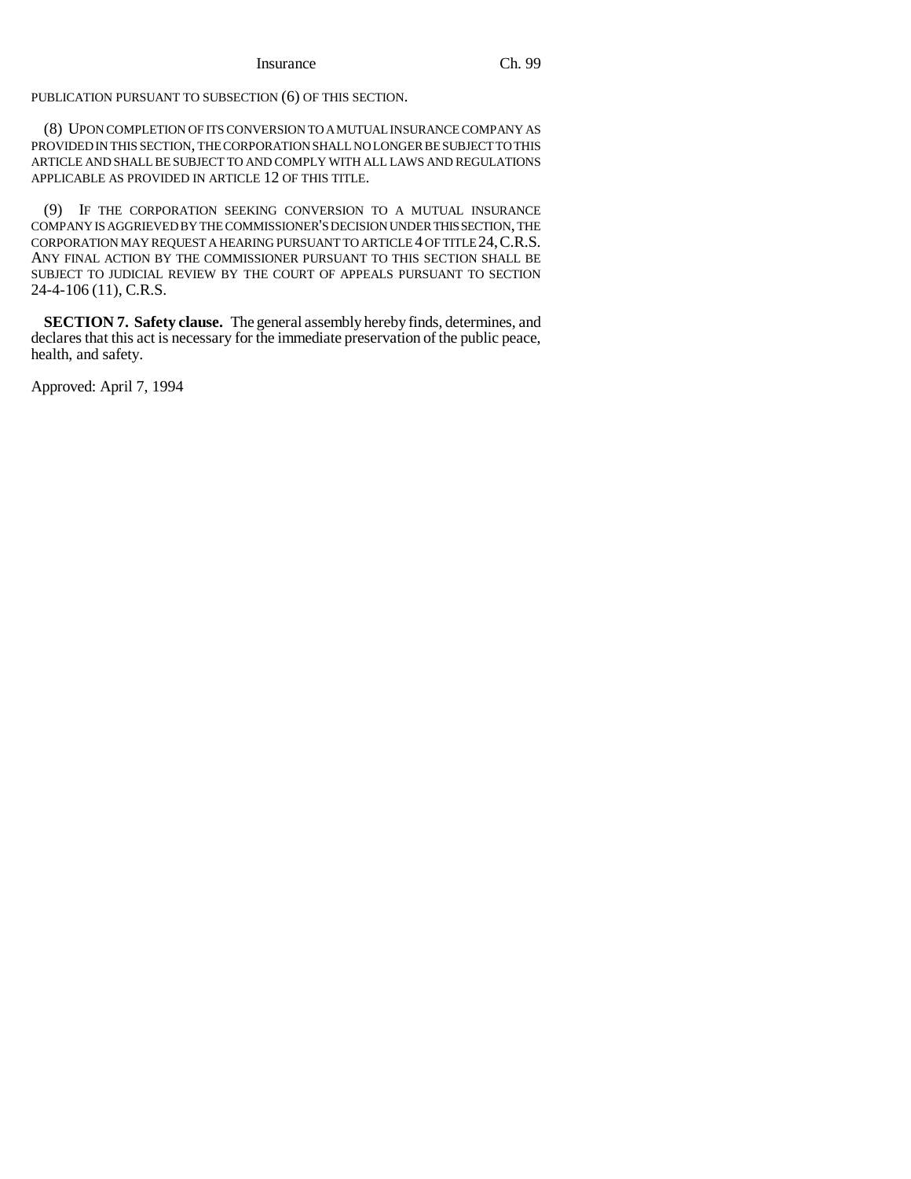PUBLICATION PURSUANT TO SUBSECTION (6) OF THIS SECTION.

(8) UPON COMPLETION OF ITS CONVERSION TO A MUTUAL INSURANCE COMPANY AS PROVIDED IN THIS SECTION, THE CORPORATION SHALL NO LONGER BE SUBJECT TO THIS ARTICLE AND SHALL BE SUBJECT TO AND COMPLY WITH ALL LAWS AND REGULATIONS APPLICABLE AS PROVIDED IN ARTICLE 12 OF THIS TITLE.

(9) IF THE CORPORATION SEEKING CONVERSION TO A MUTUAL INSURANCE COMPANY IS AGGRIEVED BY THE COMMISSIONER'S DECISION UNDER THIS SECTION, THE CORPORATION MAY REQUEST A HEARING PURSUANT TO ARTICLE 4 OF TITLE 24, C.R.S. ANY FINAL ACTION BY THE COMMISSIONER PURSUANT TO THIS SECTION SHALL BE SUBJECT TO JUDICIAL REVIEW BY THE COURT OF APPEALS PURSUANT TO SECTION 24-4-106 (11), C.R.S.

**SECTION 7. Safety clause.** The general assembly hereby finds, determines, and declares that this act is necessary for the immediate preservation of the public peace, health, and safety.

Approved: April 7, 1994